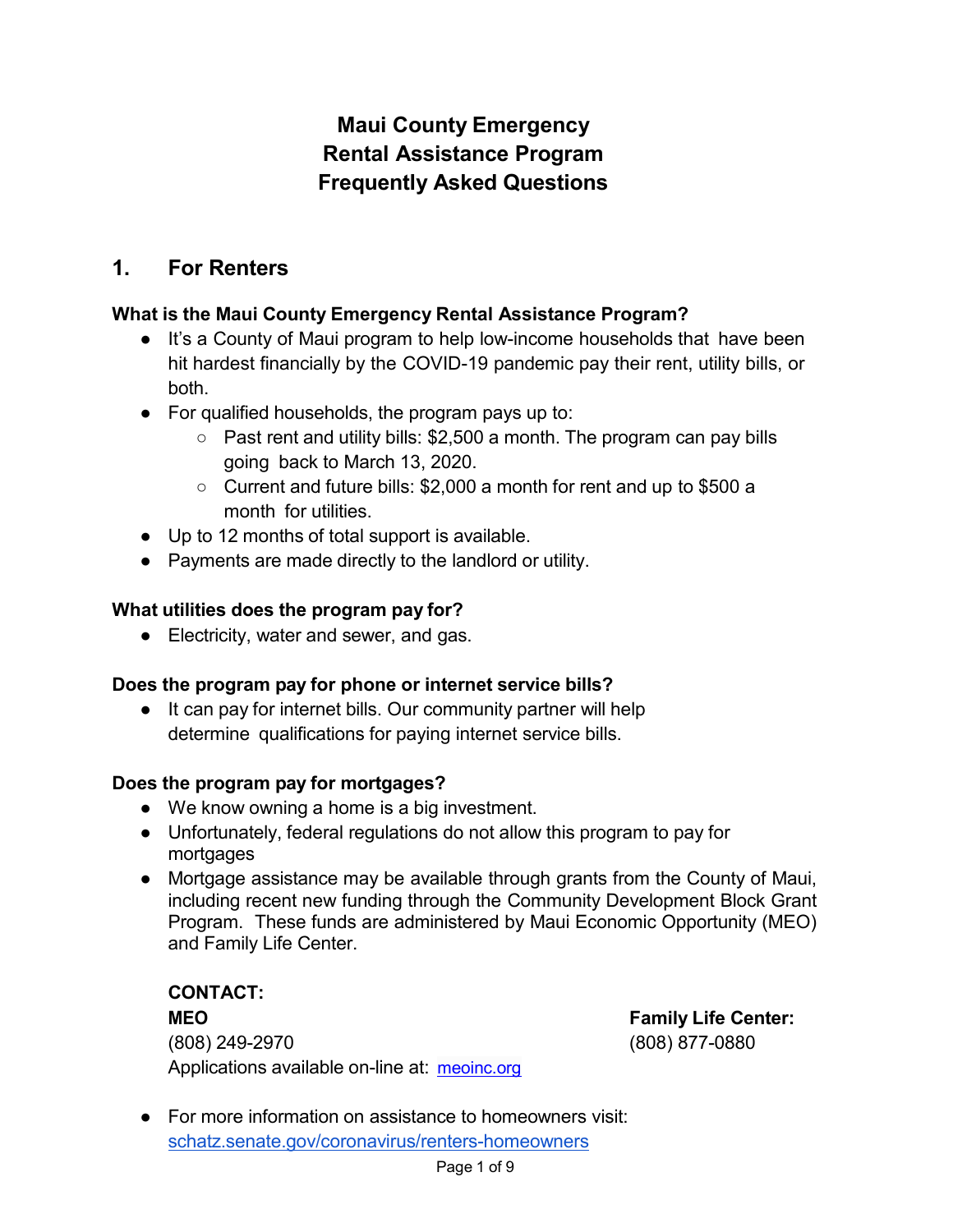# Maui County Emergency Rental Assistance Program Frequently Asked Questions

## 1. For Renters

**What is the Maui County Emergency Rental Assistance Program?**

- It's a County of Maui program to help low-income households that have been hit hardest financially by the COVID-19 pandemic pay their rent, utility bills, or both.
- For qualified households, the program pays up to:
  - Past rent and utility bills: $2,500 a month. The program can pay bills going back to March 13, 2020.
  - Current and future bills: $2,000 a month for rent and up to $500 a month for utilities.
- Up to 12 months of total support is available.
- Payments are made directly to the landlord or utility.

**What utilities does the program pay for?**

- Electricity, water and sewer, and gas.

**Does the program pay for phone or internet service bills?**

- It can pay for internet bills. Our community partner will help determine qualifications for paying internet service bills.

**Does the program pay for mortgages?**

- We know owning a home is a big investment.
- Unfortunately, federal regulations do not allow this program to pay for mortgages
- Mortgage assistance may be available through grants from the County of Maui, including recent new funding through the Community Development Block Grant Program. These funds are administered by Maui Economic Opportunity (MEO) and Family Life Center.

**CONTACT:**

**MEO**
(808) 249-2970
Applications available on-line at: [meoinc.org](meoinc.org)

**Family Life Center:**
(808) 877-0880

- For more information on assistance to homeowners visit: [schatz.senate.gov/coronavirus/renters-homeowners](schatz.senate.gov/coronavirus/renters-homeowners)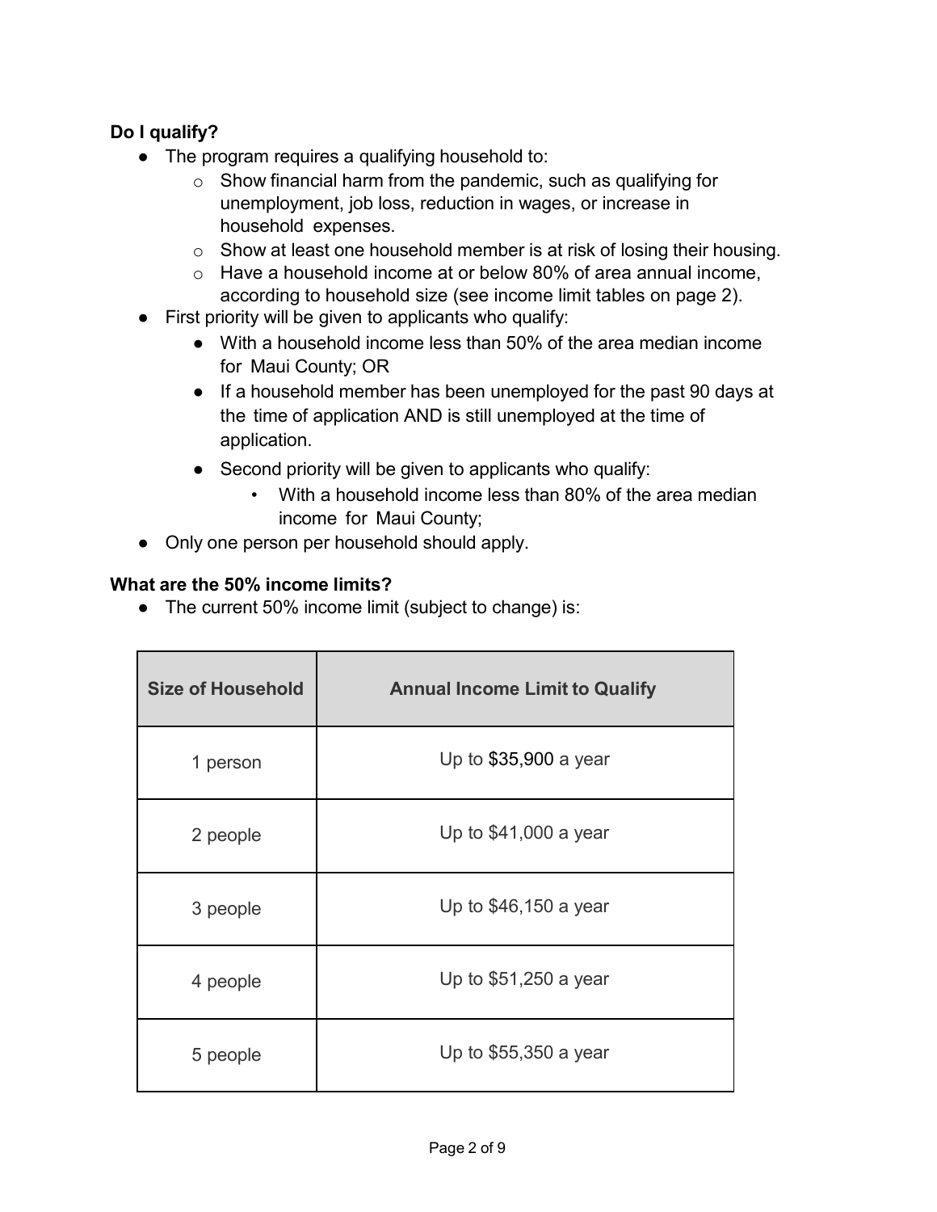**Do I qualify?**

- The program requires a qualifying household to:
  - Show financial harm from the pandemic, such as qualifying for unemployment, job loss, reduction in wages, or increase in household expenses.
  - Show at least one household member is at risk of losing their housing.
  - Have a household income at or below 80% of area annual income, according to household size (see income limit tables on page 2).
- First priority will be given to applicants who qualify:
  - With a household income less than 50% of the area median income for Maui County; OR
  - If a household member has been unemployed for the past 90 days at the time of application AND is still unemployed at the time of application.
  - Second priority will be given to applicants who qualify:
    - With a household income less than 80% of the area median income for Maui County;
- Only one person per household should apply.

**What are the 50% income limits?**

- The current 50% income limit (subject to change) is:

| Size of Household | Annual Income Limit to Qualify |
|---|---|
| 1 person | Up to $35,900 a year |
| 2 people | Up to $41,000 a year |
| 3 people | Up to $46,150 a year |
| 4 people | Up to $51,250 a year |
| 5 people | Up to $55,350 a year |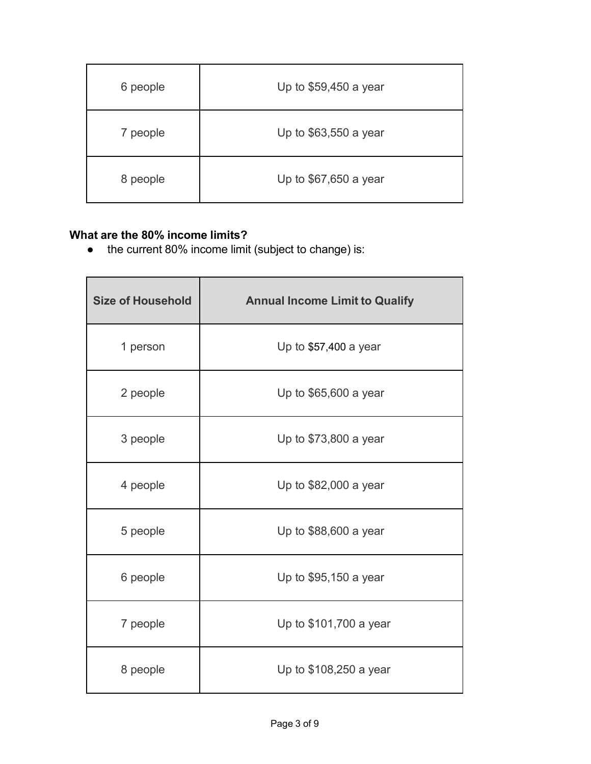| | |
|---|---|
| 6 people | Up to $59,450 a year |
| 7 people | Up to $63,550 a year |
| 8 people | Up to $67,650 a year |

**What are the 80% income limits?**

- the current 80% income limit (subject to change) is:

| Size of Household | Annual Income Limit to Qualify |
|---|---|
| 1 person | Up to $57,400 a year |
| 2 people | Up to $65,600 a year |
| 3 people | Up to $73,800 a year |
| 4 people | Up to $82,000 a year |
| 5 people | Up to $88,600 a year |
| 6 people | Up to $95,150 a year |
| 7 people | Up to $101,700 a year |
| 8 people | Up to $108,250 a year |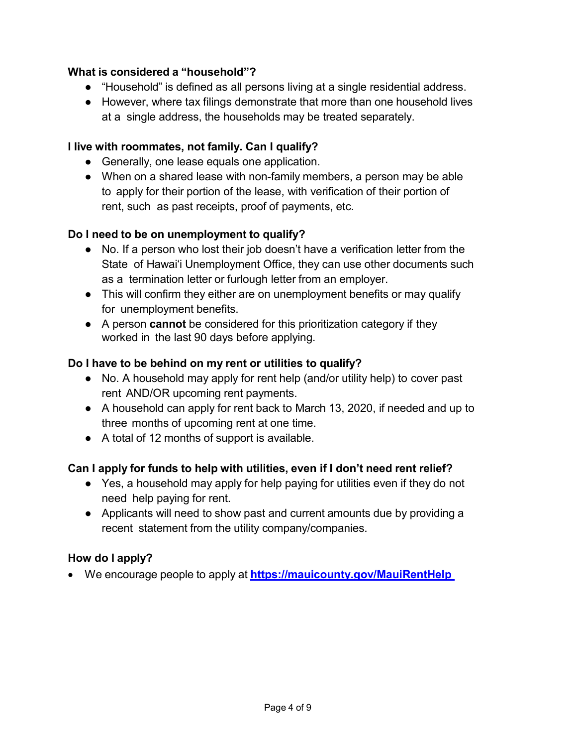### What is considered a "household"?

- "Household" is defined as all persons living at a single residential address.
- However, where tax filings demonstrate that more than one household lives at a single address, the households may be treated separately.

### I live with roommates, not family. Can I qualify?

- Generally, one lease equals one application.
- When on a shared lease with non-family members, a person may be able to apply for their portion of the lease, with verification of their portion of rent, such as past receipts, proof of payments, etc.

### Do I need to be on unemployment to qualify?

- No. If a person who lost their job doesn't have a verification letter from the State of Hawaiʻi Unemployment Office, they can use other documents such as a termination letter or furlough letter from an employer.
- This will confirm they either are on unemployment benefits or may qualify for unemployment benefits.
- A person **cannot** be considered for this prioritization category if they worked in the last 90 days before applying.

### Do I have to be behind on my rent or utilities to qualify?

- No. A household may apply for rent help (and/or utility help) to cover past rent AND/OR upcoming rent payments.
- A household can apply for rent back to March 13, 2020, if needed and up to three months of upcoming rent at one time.
- A total of 12 months of support is available.

### Can I apply for funds to help with utilities, even if I don't need rent relief?

- Yes, a household may apply for help paying for utilities even if they do not need help paying for rent.
- Applicants will need to show past and current amounts due by providing a recent statement from the utility company/companies.

### How do I apply?

- We encourage people to apply at **[https://mauicounty.gov/MauiRentHelp](https://mauicounty.gov/MauiRentHelp)**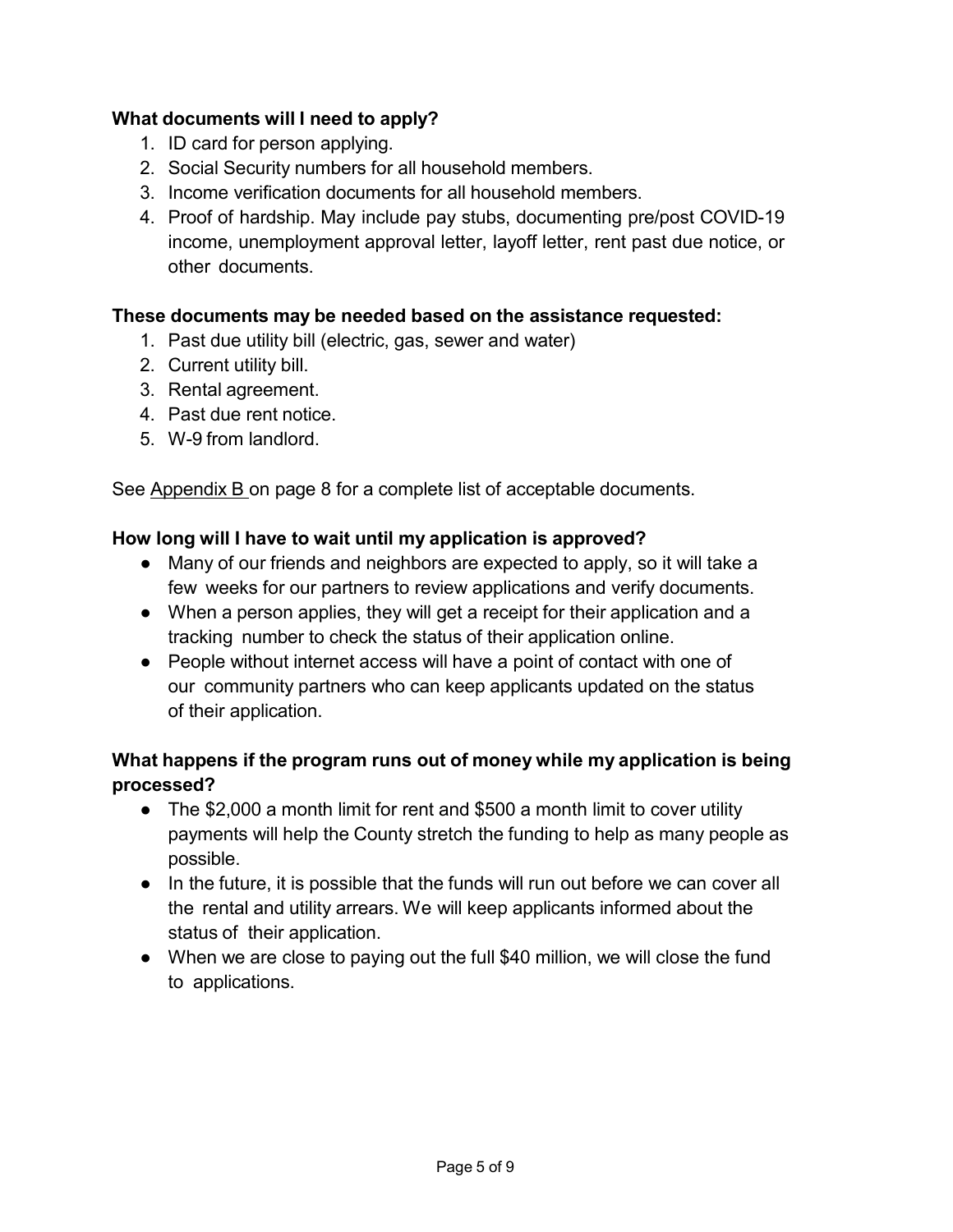**What documents will I need to apply?**

1. ID card for person applying.
2. Social Security numbers for all household members.
3. Income verification documents for all household members.
4. Proof of hardship. May include pay stubs, documenting pre/post COVID-19 income, unemployment approval letter, layoff letter, rent past due notice, or other documents.

**These documents may be needed based on the assistance requested:**

1. Past due utility bill (electric, gas, sewer and water)
2. Current utility bill.
3. Rental agreement.
4. Past due rent notice.
5. W-9 from landlord.

See Appendix B on page 8 for a complete list of acceptable documents.

**How long will I have to wait until my application is approved?**

- Many of our friends and neighbors are expected to apply, so it will take a few weeks for our partners to review applications and verify documents.
- When a person applies, they will get a receipt for their application and a tracking number to check the status of their application online.
- People without internet access will have a point of contact with one of our community partners who can keep applicants updated on the status of their application.

**What happens if the program runs out of money while my application is being processed?**

- The $2,000 a month limit for rent and $500 a month limit to cover utility payments will help the County stretch the funding to help as many people as possible.
- In the future, it is possible that the funds will run out before we can cover all the rental and utility arrears. We will keep applicants informed about the status of their application.
- When we are close to paying out the full $40 million, we will close the fund to applications.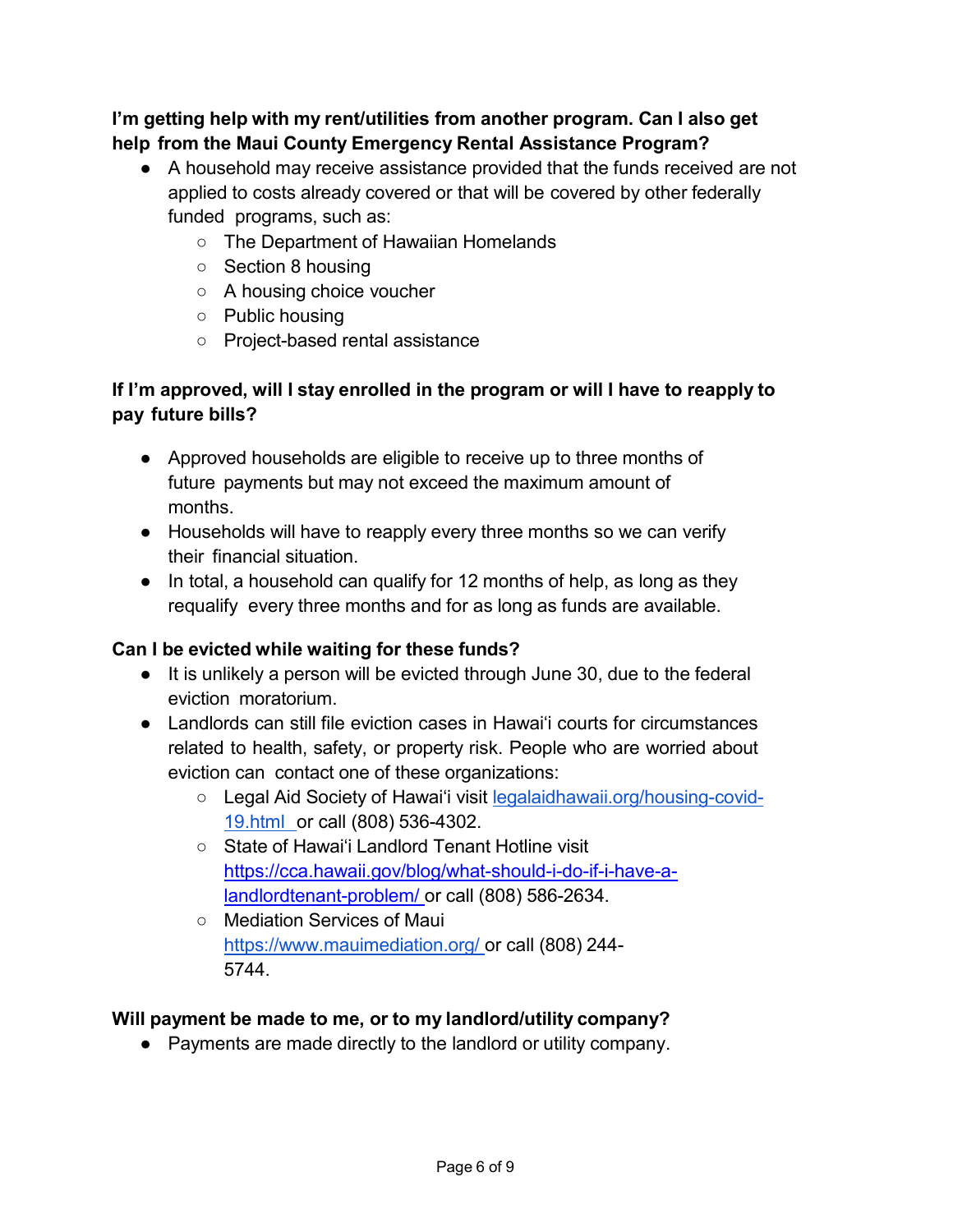**I'm getting help with my rent/utilities from another program. Can I also get help from the Maui County Emergency Rental Assistance Program?**

- A household may receive assistance provided that the funds received are not applied to costs already covered or that will be covered by other federally funded programs, such as:
  - The Department of Hawaiian Homelands
  - Section 8 housing
  - A housing choice voucher
  - Public housing
  - Project-based rental assistance

**If I'm approved, will I stay enrolled in the program or will I have to reapply to pay future bills?**

- Approved households are eligible to receive up to three months of future payments but may not exceed the maximum amount of months.
- Households will have to reapply every three months so we can verify their financial situation.
- In total, a household can qualify for 12 months of help, as long as they requalify every three months and for as long as funds are available.

**Can I be evicted while waiting for these funds?**

- It is unlikely a person will be evicted through June 30, due to the federal eviction moratorium.
- Landlords can still file eviction cases in Hawai'i courts for circumstances related to health, safety, or property risk. People who are worried about eviction can contact one of these organizations:
  - Legal Aid Society of Hawai'i visit [legalaidhawaii.org/housing-covid-19.html](legalaidhawaii.org/housing-covid-19.html) or call (808) 536-4302.
  - State of Hawai'i Landlord Tenant Hotline visit [https://cca.hawaii.gov/blog/what-should-i-do-if-i-have-a-landlordtenant-problem/](https://cca.hawaii.gov/blog/what-should-i-do-if-i-have-a-landlordtenant-problem/) or call (808) 586-2634.
  - Mediation Services of Maui [https://www.mauimediation.org/](https://www.mauimediation.org/) or call (808) 244-5744.

**Will payment be made to me, or to my landlord/utility company?**

- Payments are made directly to the landlord or utility company.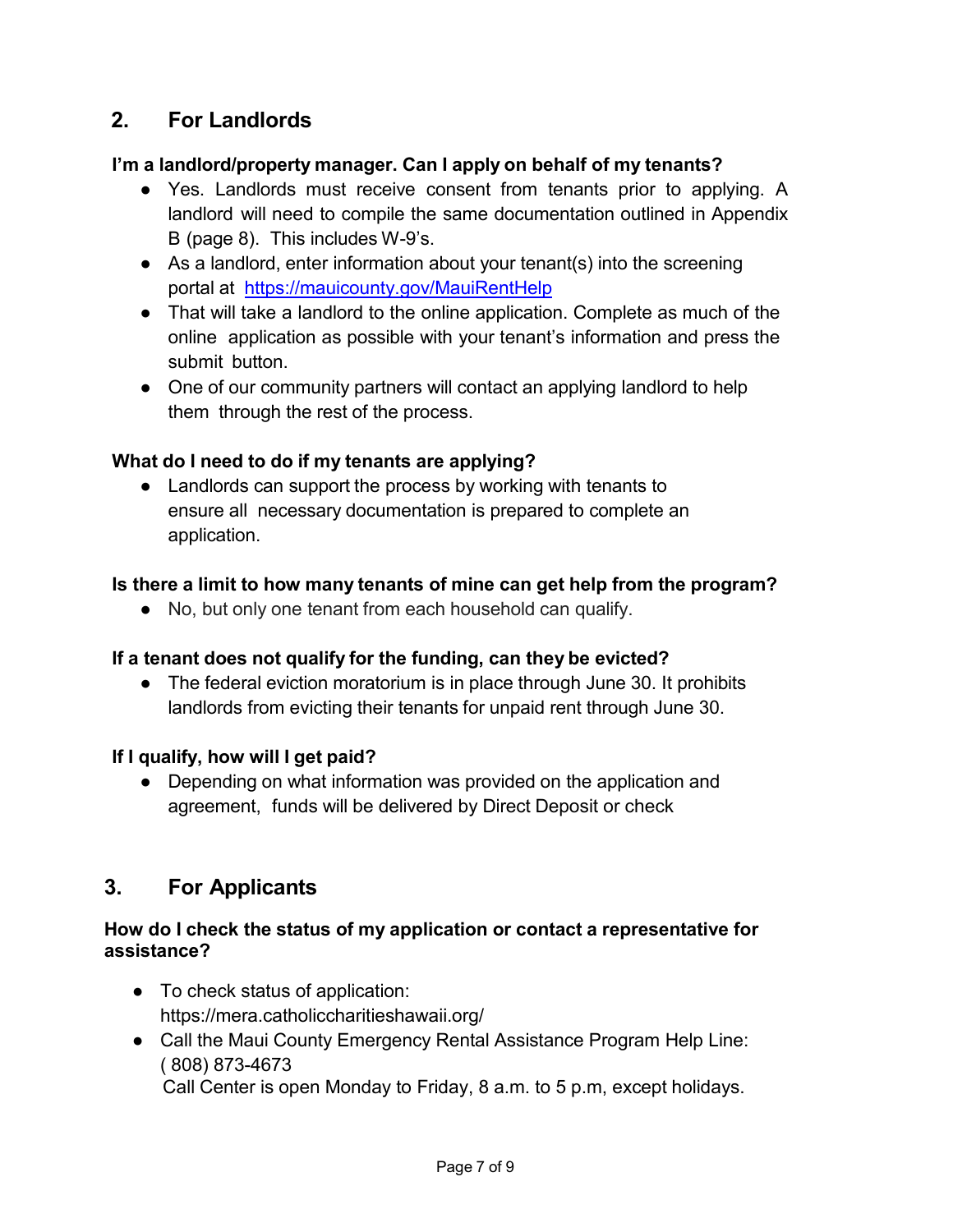## 2. For Landlords

**I'm a landlord/property manager. Can I apply on behalf of my tenants?**

- Yes. Landlords must receive consent from tenants prior to applying. A landlord will need to compile the same documentation outlined in Appendix B (page 8). This includes W-9's.
- As a landlord, enter information about your tenant(s) into the screening portal at [https://mauicounty.gov/MauiRentHelp](https://mauicounty.gov/MauiRentHelp)
- That will take a landlord to the online application. Complete as much of the online application as possible with your tenant's information and press the submit button.
- One of our community partners will contact an applying landlord to help them through the rest of the process.

**What do I need to do if my tenants are applying?**

- Landlords can support the process by working with tenants to ensure all necessary documentation is prepared to complete an application.

**Is there a limit to how many tenants of mine can get help from the program?**

- No, but only one tenant from each household can qualify.

**If a tenant does not qualify for the funding, can they be evicted?**

- The federal eviction moratorium is in place through June 30. It prohibits landlords from evicting their tenants for unpaid rent through June 30.

**If I qualify, how will I get paid?**

- Depending on what information was provided on the application and agreement, funds will be delivered by Direct Deposit or check

## 3. For Applicants

**How do I check the status of my application or contact a representative for assistance?**

- To check status of application: https://mera.catholiccharitieshawaii.org/
- Call the Maui County Emergency Rental Assistance Program Help Line: ( 808) 873-4673
  Call Center is open Monday to Friday, 8 a.m. to 5 p.m, except holidays.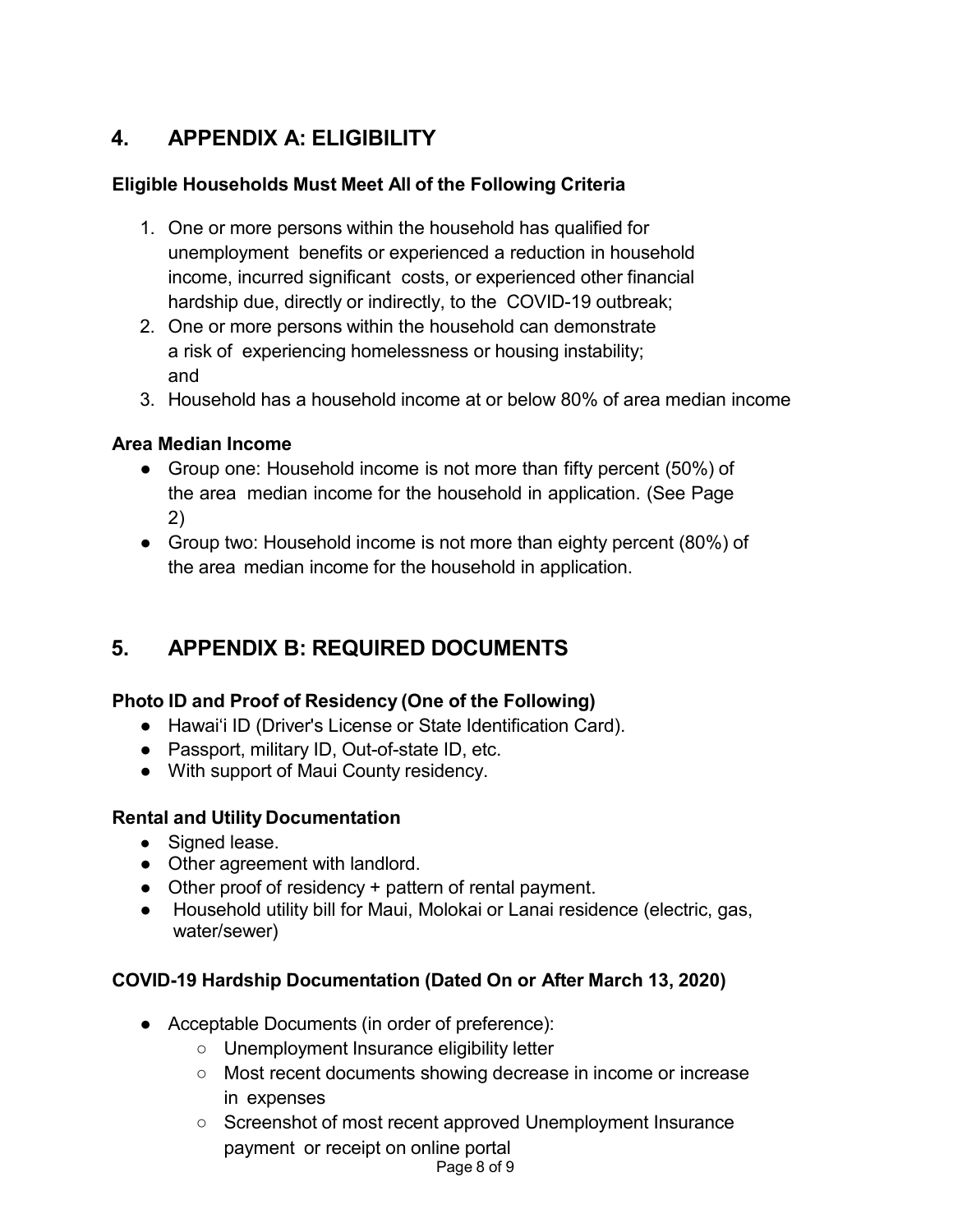## 4. APPENDIX A: ELIGIBILITY

**Eligible Households Must Meet All of the Following Criteria**

1. One or more persons within the household has qualified for unemployment benefits or experienced a reduction in household income, incurred significant costs, or experienced other financial hardship due, directly or indirectly, to the COVID-19 outbreak;
2. One or more persons within the household can demonstrate a risk of experiencing homelessness or housing instability; and
3. Household has a household income at or below 80% of area median income

**Area Median Income**

- Group one: Household income is not more than fifty percent (50%) of the area median income for the household in application. (See Page 2)
- Group two: Household income is not more than eighty percent (80%) of the area median income for the household in application.

## 5. APPENDIX B: REQUIRED DOCUMENTS

**Photo ID and Proof of Residency (One of the Following)**

- Hawaiʻi ID (Driver's License or State Identification Card).
- Passport, military ID, Out-of-state ID, etc.
- With support of Maui County residency.

**Rental and Utility Documentation**

- Signed lease.
- Other agreement with landlord.
- Other proof of residency + pattern of rental payment.
- Household utility bill for Maui, Molokai or Lanai residence (electric, gas, water/sewer)

**COVID-19 Hardship Documentation (Dated On or After March 13, 2020)**

- Acceptable Documents (in order of preference):
  - Unemployment Insurance eligibility letter
  - Most recent documents showing decrease in income or increase in expenses
  - Screenshot of most recent approved Unemployment Insurance payment or receipt on online portal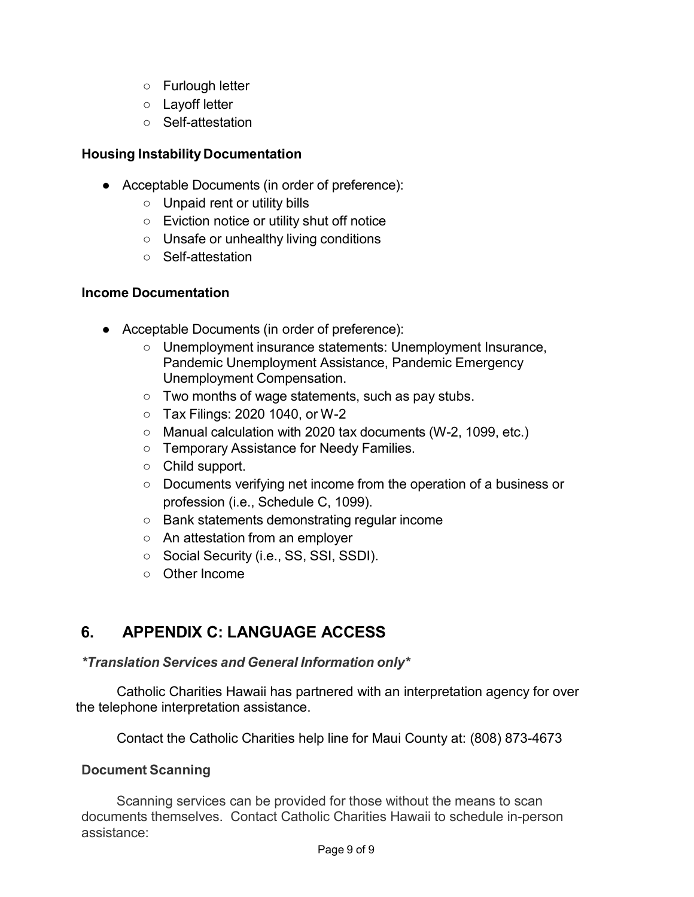- Furlough letter
  - Layoff letter
  - Self-attestation

### Housing Instability Documentation

- Acceptable Documents (in order of preference):
  - Unpaid rent or utility bills
  - Eviction notice or utility shut off notice
  - Unsafe or unhealthy living conditions
  - Self-attestation

### Income Documentation

- Acceptable Documents (in order of preference):
  - Unemployment insurance statements: Unemployment Insurance, Pandemic Unemployment Assistance, Pandemic Emergency Unemployment Compensation.
  - Two months of wage statements, such as pay stubs.
  - Tax Filings: 2020 1040, or W-2
  - Manual calculation with 2020 tax documents (W-2, 1099, etc.)
  - Temporary Assistance for Needy Families.
  - Child support.
  - Documents verifying net income from the operation of a business or profession (i.e., Schedule C, 1099).
  - Bank statements demonstrating regular income
  - An attestation from an employer
  - Social Security (i.e., SS, SSI, SSDI).
  - Other Income

## 6. APPENDIX C: LANGUAGE ACCESS

***Translation Services and General Information only***

Catholic Charities Hawaii has partnered with an interpretation agency for over the telephone interpretation assistance.

Contact the Catholic Charities help line for Maui County at: (808) 873-4673

### Document Scanning

Scanning services can be provided for those without the means to scan documents themselves. Contact Catholic Charities Hawaii to schedule in-person assistance: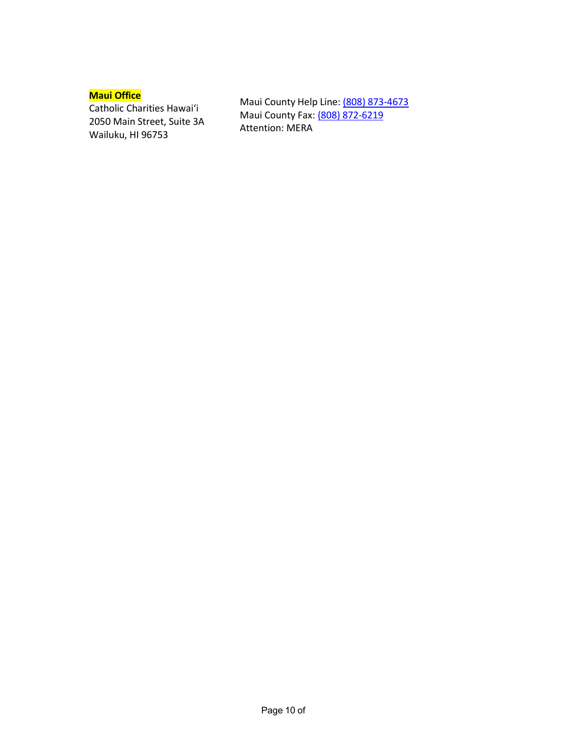**Maui Office**

Catholic Charities Hawaiʻi
2050 Main Street, Suite 3A
Wailuku, HI 96753

Maui County Help Line: (808) 873-4673
Maui County Fax: (808) 872-6219
Attention: MERA